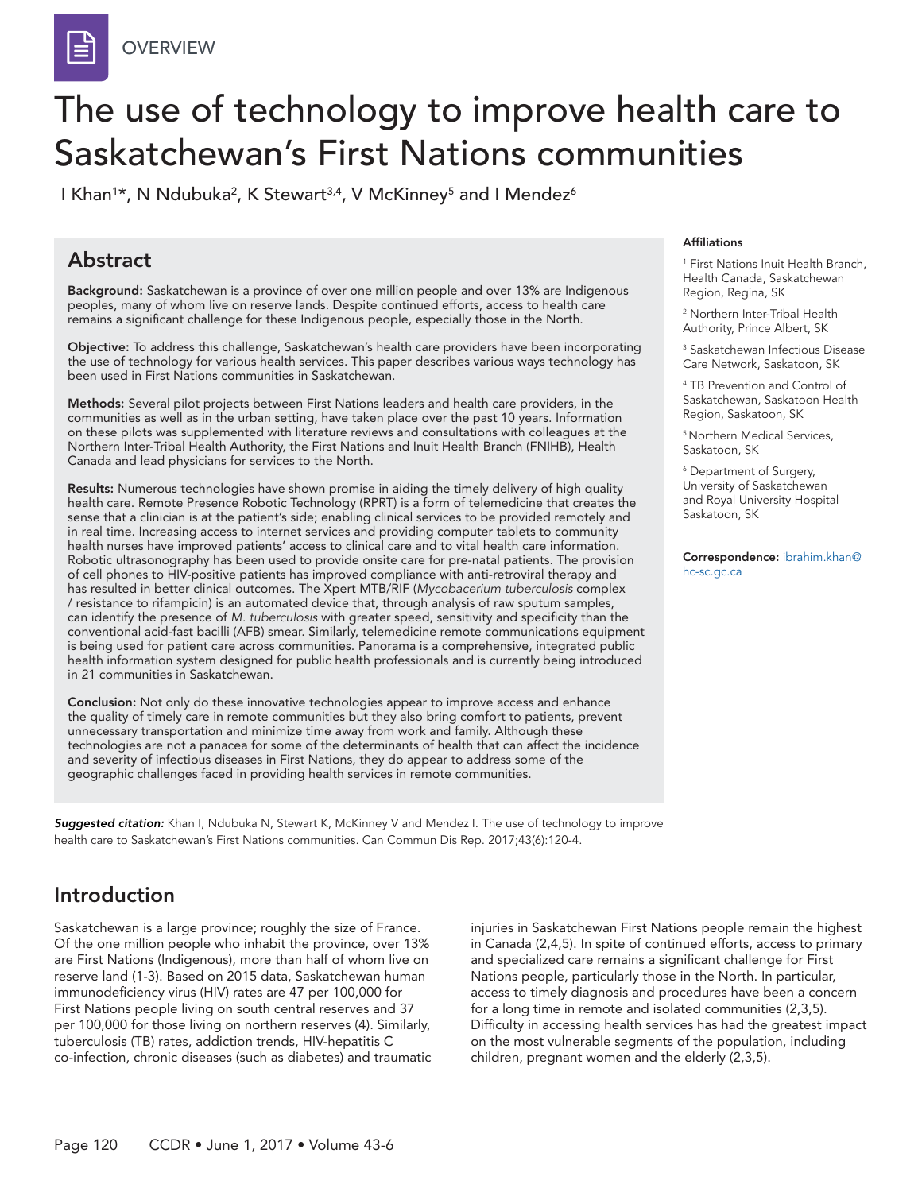OVERVIEW

# The use of technology to improve health care to Saskatchewan's First Nations communities

I Khan[1]*, N Ndubuka[2], K Stewart[3,4], V McKinney[5] and I Mendez[6]

## Abstract

**Background:** Saskatchewan is a province of over one million people and over 13% are Indigenous peoples, many of whom live on reserve lands. Despite continued efforts, access to health care remains a significant challenge for these Indigenous people, especially those in the North.

**Objective:** To address this challenge, Saskatchewan's health care providers have been incorporating the use of technology for various health services. This paper describes various ways technology has been used in First Nations communities in Saskatchewan.

**Methods:** Several pilot projects between First Nations leaders and health care providers, in the communities as well as in the urban setting, have taken place over the past 10 years. Information on these pilots was supplemented with literature reviews and consultations with colleagues at the Northern Inter-Tribal Health Authority, the First Nations and Inuit Health Branch (FNIHB), Health Canada and lead physicians for services to the North.

**Results:** Numerous technologies have shown promise in aiding the timely delivery of high quality health care. Remote Presence Robotic Technology (RPRT) is a form of telemedicine that creates the sense that a clinician is at the patient's side; enabling clinical services to be provided remotely and in real time. Increasing access to internet services and providing computer tablets to community health nurses have improved patients' access to clinical care and to vital health care information. Robotic ultrasonography has been used to provide onsite care for pre-natal patients. The provision of cell phones to HIV-positive patients has improved compliance with anti-retroviral therapy and has resulted in better clinical outcomes. The Xpert MTB/RIF (*Mycobacterium tuberculosis* complex / resistance to rifampicin) is an automated device that, through analysis of raw sputum samples, can identify the presence of *M. tuberculosis* with greater speed, sensitivity and specificity than the conventional acid-fast bacilli (AFB) smear. Similarly, telemedicine remote communications equipment is being used for patient care across communities. Panorama is a comprehensive, integrated public health information system designed for public health professionals and is currently being introduced in 21 communities in Saskatchewan.

**Conclusion:** Not only do these innovative technologies appear to improve access and enhance the quality of timely care in remote communities but they also bring comfort to patients, prevent unnecessary transportation and minimize time away from work and family. Although these technologies are not a panacea for some of the determinants of health that can affect the incidence and severity of infectious diseases in First Nations, they do appear to address some of the geographic challenges faced in providing health services in remote communities.

**Affiliations**

[1] First Nations Inuit Health Branch, Health Canada, Saskatchewan Region, Regina, SK

[2] Northern Inter-Tribal Health Authority, Prince Albert, SK

[3] Saskatchewan Infectious Disease Care Network, Saskatoon, SK

[4] TB Prevention and Control of Saskatchewan, Saskatoon Health Region, Saskatoon, SK

[5] Northern Medical Services, Saskatoon, SK

[6] Department of Surgery, University of Saskatchewan and Royal University Hospital Saskatoon, SK

**Correspondence:** ibrahim.khan@hc-sc.gc.ca

***Suggested citation:*** Khan I, Ndubuka N, Stewart K, McKinney V and Mendez I. The use of technology to improve health care to Saskatchewan's First Nations communities. Can Commun Dis Rep. 2017;43(6):120-4.

## Introduction

Saskatchewan is a large province; roughly the size of France. Of the one million people who inhabit the province, over 13% are First Nations (Indigenous), more than half of whom live on reserve land (1-3). Based on 2015 data, Saskatchewan human immunodeficiency virus (HIV) rates are 47 per 100,000 for First Nations people living on south central reserves and 37 per 100,000 for those living on northern reserves (4). Similarly, tuberculosis (TB) rates, addiction trends, HIV-hepatitis C co-infection, chronic diseases (such as diabetes) and traumatic injuries in Saskatchewan First Nations people remain the highest in Canada (2,4,5). In spite of continued efforts, access to primary and specialized care remains a significant challenge for First Nations people, particularly those in the North. In particular, access to timely diagnosis and procedures have been a concern for a long time in remote and isolated communities (2,3,5). Difficulty in accessing health services has had the greatest impact on the most vulnerable segments of the population, including children, pregnant women and the elderly (2,3,5).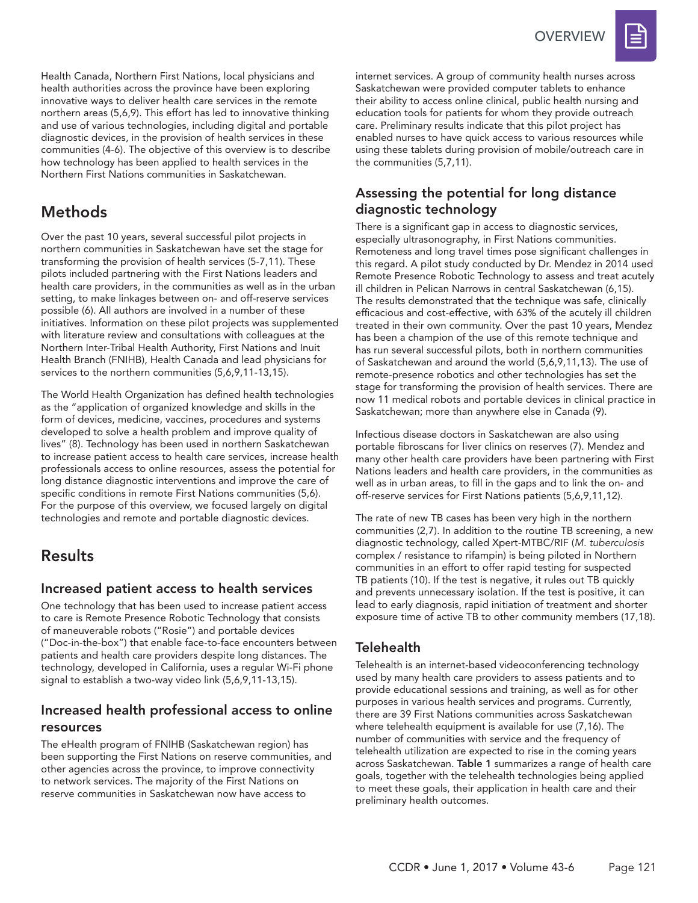Health Canada, Northern First Nations, local physicians and health authorities across the province have been exploring innovative ways to deliver health care services in the remote northern areas (5,6,9). This effort has led to innovative thinking and use of various technologies, including digital and portable diagnostic devices, in the provision of health services in these communities (4-6). The objective of this overview is to describe how technology has been applied to health services in the Northern First Nations communities in Saskatchewan.

## Methods

Over the past 10 years, several successful pilot projects in northern communities in Saskatchewan have set the stage for transforming the provision of health services (5-7,11). These pilots included partnering with the First Nations leaders and health care providers, in the communities as well as in the urban setting, to make linkages between on- and off-reserve services possible (6). All authors are involved in a number of these initiatives. Information on these pilot projects was supplemented with literature review and consultations with colleagues at the Northern Inter-Tribal Health Authority, First Nations and Inuit Health Branch (FNIHB), Health Canada and lead physicians for services to the northern communities (5,6,9,11-13,15).

The World Health Organization has defined health technologies as the "application of organized knowledge and skills in the form of devices, medicine, vaccines, procedures and systems developed to solve a health problem and improve quality of lives" (8). Technology has been used in northern Saskatchewan to increase patient access to health care services, increase health professionals access to online resources, assess the potential for long distance diagnostic interventions and improve the care of specific conditions in remote First Nations communities (5,6). For the purpose of this overview, we focused largely on digital technologies and remote and portable diagnostic devices.

## Results

### Increased patient access to health services

One technology that has been used to increase patient access to care is Remote Presence Robotic Technology that consists of maneuverable robots ("Rosie") and portable devices ("Doc-in-the-box") that enable face-to-face encounters between patients and health care providers despite long distances. The technology, developed in California, uses a regular Wi-Fi phone signal to establish a two-way video link (5,6,9,11-13,15).

### Increased health professional access to online resources

The eHealth program of FNIHB (Saskatchewan region) has been supporting the First Nations on reserve communities, and other agencies across the province, to improve connectivity to network services. The majority of the First Nations on reserve communities in Saskatchewan now have access to internet services. A group of community health nurses across Saskatchewan were provided computer tablets to enhance their ability to access online clinical, public health nursing and education tools for patients for whom they provide outreach care. Preliminary results indicate that this pilot project has enabled nurses to have quick access to various resources while using these tablets during provision of mobile/outreach care in the communities (5,7,11).

### Assessing the potential for long distance diagnostic technology

There is a significant gap in access to diagnostic services, especially ultrasonography, in First Nations communities. Remoteness and long travel times pose significant challenges in this regard. A pilot study conducted by Dr. Mendez in 2014 used Remote Presence Robotic Technology to assess and treat acutely ill children in Pelican Narrows in central Saskatchewan (6,15). The results demonstrated that the technique was safe, clinically efficacious and cost-effective, with 63% of the acutely ill children treated in their own community. Over the past 10 years, Mendez has been a champion of the use of this remote technique and has run several successful pilots, both in northern communities of Saskatchewan and around the world (5,6,9,11,13). The use of remote-presence robotics and other technologies has set the stage for transforming the provision of health services. There are now 11 medical robots and portable devices in clinical practice in Saskatchewan; more than anywhere else in Canada (9).

Infectious disease doctors in Saskatchewan are also using portable fibroscans for liver clinics on reserves (7). Mendez and many other health care providers have been partnering with First Nations leaders and health care providers, in the communities as well as in urban areas, to fill in the gaps and to link the on- and off-reserve services for First Nations patients (5,6,9,11,12).

The rate of new TB cases has been very high in the northern communities (2,7). In addition to the routine TB screening, a new diagnostic technology, called Xpert-MTBC/RIF (*M. tuberculosis* complex / resistance to rifampin) is being piloted in Northern communities in an effort to offer rapid testing for suspected TB patients (10). If the test is negative, it rules out TB quickly and prevents unnecessary isolation. If the test is positive, it can lead to early diagnosis, rapid initiation of treatment and shorter exposure time of active TB to other community members (17,18).

### Telehealth

Telehealth is an internet-based videoconferencing technology used by many health care providers to assess patients and to provide educational sessions and training, as well as for other purposes in various health services and programs. Currently, there are 39 First Nations communities across Saskatchewan where telehealth equipment is available for use (7,16). The number of communities with service and the frequency of telehealth utilization are expected to rise in the coming years across Saskatchewan. **Table 1** summarizes a range of health care goals, together with the telehealth technologies being applied to meet these goals, their application in health care and their preliminary health outcomes.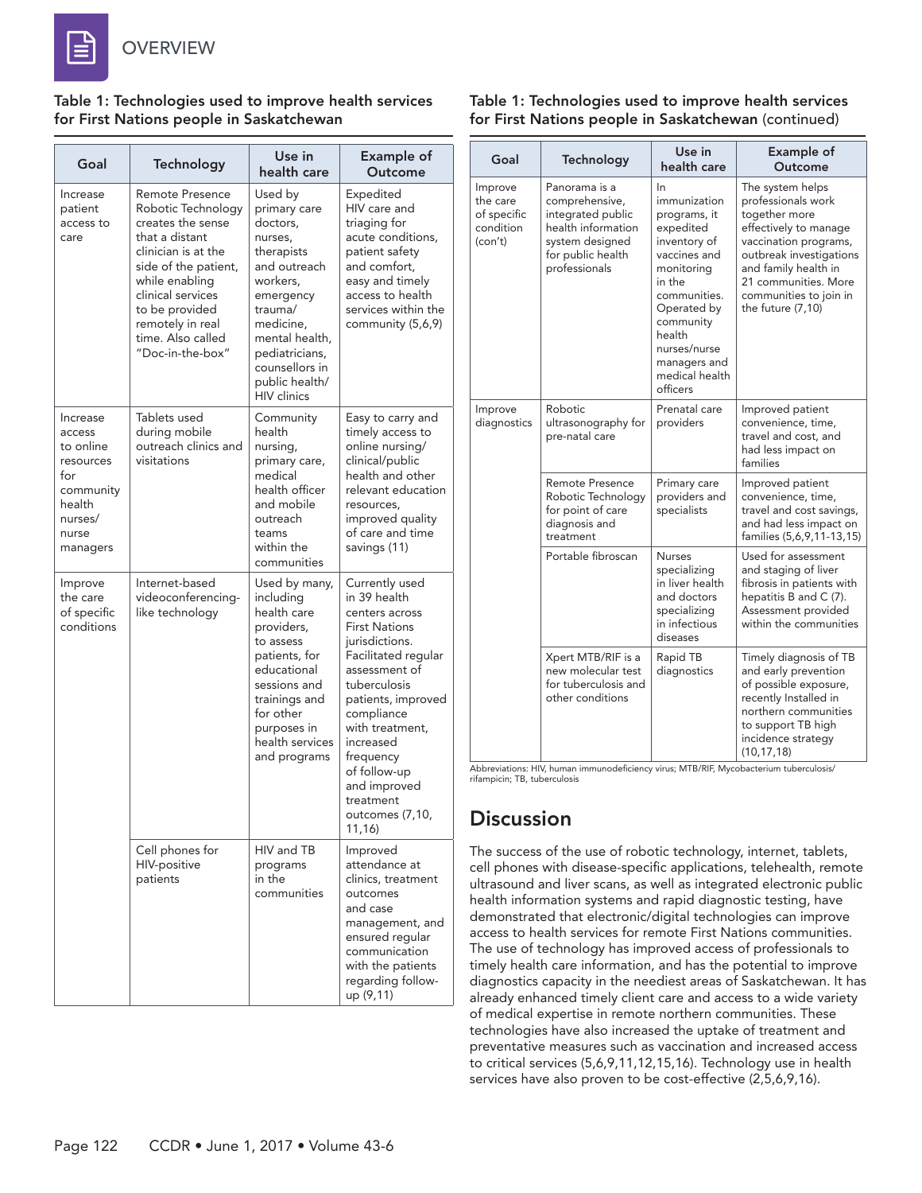**Table 1: Technologies used to improve health services for First Nations people in Saskatchewan**

| Goal | Technology | Use in health care | Example of Outcome |
|---|---|---|---|
| Increase patient access to care | Remote Presence Robotic Technology creates the sense that a distant clinician is at the side of the patient, while enabling clinical services to be provided remotely in real time. Also called "Doc-in-the-box" | Used by primary care doctors, nurses, therapists and outreach workers, emergency trauma/ medicine, mental health, pediatricians, counsellors in public health/ HIV clinics | Expedited HIV care and triaging for acute conditions, patient safety and comfort, easy and timely access to health services within the community (5,6,9) |
| Increase access to online resources for community health nurses/ nurse managers | Tablets used during mobile outreach clinics and visitations | Community health nursing, primary care, medical health officer and mobile outreach teams within the communities | Easy to carry and timely access to online nursing/ clinical/public health and other relevant education resources, improved quality of care and time savings (11) |
| Improve the care of specific conditions | Internet-based videoconferencing-like technology | Used by many, including health care providers, to assess patients, for educational sessions and trainings and for other purposes in health services and programs | Currently used in 39 health centers across First Nations jurisdictions. Facilitated regular assessment of tuberculosis patients, improved compliance with treatment, increased frequency of follow-up and improved treatment outcomes (7,10, 11,16) |
| | Cell phones for HIV-positive patients | HIV and TB programs in the communities | Improved attendance at clinics, treatment outcomes and case management, and ensured regular communication with the patients regarding follow-up (9,11) |
| Improve the care of specific condition (con't) | Panorama is a comprehensive, integrated public health information system designed for public health professionals | In immunization programs, it expedited inventory of vaccines and monitoring in the communities. Operated by community health nurses/nurse managers and medical health officers | The system helps professionals work together more effectively to manage vaccination programs, outbreak investigations and family health in 21 communities. More communities to join in the future (7,10) |
| Improve diagnostics | Robotic ultrasonography for pre-natal care | Prenatal care providers | Improved patient convenience, time, travel and cost, and had less impact on families |
| | Remote Presence Robotic Technology for point of care diagnosis and treatment | Primary care providers and specialists | Improved patient convenience, time, travel and cost savings, and had less impact on families (5,6,9,11-13,15) |
| | Portable fibroscan | Nurses specializing in liver health and doctors specializing in infectious diseases | Used for assessment and staging of liver fibrosis in patients with hepatitis B and C (7). Assessment provided within the communities |
| | Xpert MTB/RIF is a new molecular test for tuberculosis and other conditions | Rapid TB diagnostics | Timely diagnosis of TB and early prevention of possible exposure, recently Installed in northern communities to support TB high incidence strategy (10,17,18) |

Abbreviations: HIV, human immunodeficiency virus; MTB/RIF, Mycobacterium tuberculosis/ rifampicin; TB, tuberculosis

## Discussion

The success of the use of robotic technology, internet, tablets, cell phones with disease-specific applications, telehealth, remote ultrasound and liver scans, as well as integrated electronic public health information systems and rapid diagnostic testing, have demonstrated that electronic/digital technologies can improve access to health services for remote First Nations communities. The use of technology has improved access of professionals to timely health care information, and has the potential to improve diagnostics capacity in the neediest areas of Saskatchewan. It has already enhanced timely client care and access to a wide variety of medical expertise in remote northern communities. These technologies have also increased the uptake of treatment and preventative measures such as vaccination and increased access to critical services (5,6,9,11,12,15,16). Technology use in health services have also proven to be cost-effective (2,5,6,9,16).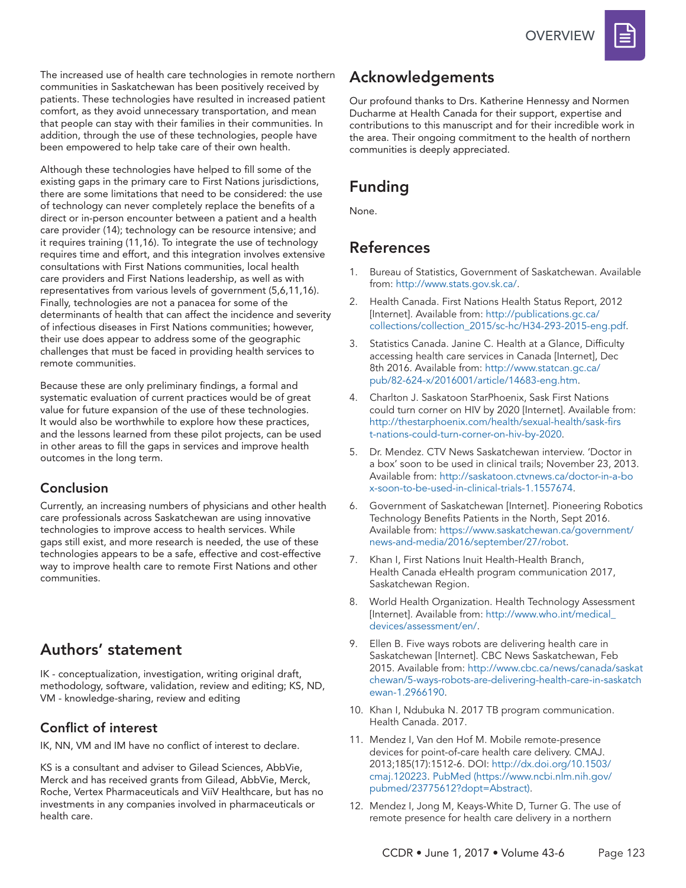The increased use of health care technologies in remote northern communities in Saskatchewan has been positively received by patients. These technologies have resulted in increased patient comfort, as they avoid unnecessary transportation, and mean that people can stay with their families in their communities. In addition, through the use of these technologies, people have been empowered to help take care of their own health.

Although these technologies have helped to fill some of the existing gaps in the primary care to First Nations jurisdictions, there are some limitations that need to be considered: the use of technology can never completely replace the benefits of a direct or in-person encounter between a patient and a health care provider (14); technology can be resource intensive; and it requires training (11,16). To integrate the use of technology requires time and effort, and this integration involves extensive consultations with First Nations communities, local health care providers and First Nations leadership, as well as with representatives from various levels of government (5,6,11,16). Finally, technologies are not a panacea for some of the determinants of health that can affect the incidence and severity of infectious diseases in First Nations communities; however, their use does appear to address some of the geographic challenges that must be faced in providing health services to remote communities.

Because these are only preliminary findings, a formal and systematic evaluation of current practices would be of great value for future expansion of the use of these technologies. It would also be worthwhile to explore how these practices, and the lessons learned from these pilot projects, can be used in other areas to fill the gaps in services and improve health outcomes in the long term.

### Conclusion

Currently, an increasing numbers of physicians and other health care professionals across Saskatchewan are using innovative technologies to improve access to health services. While gaps still exist, and more research is needed, the use of these technologies appears to be a safe, effective and cost-effective way to improve health care to remote First Nations and other communities.

## Authors' statement

IK - conceptualization, investigation, writing original draft, methodology, software, validation, review and editing; KS, ND, VM - knowledge-sharing, review and editing

### Conflict of interest

IK, NN, VM and IM have no conflict of interest to declare.

KS is a consultant and adviser to Gilead Sciences, AbbVie, Merck and has received grants from Gilead, AbbVie, Merck, Roche, Vertex Pharmaceuticals and ViiV Healthcare, but has no investments in any companies involved in pharmaceuticals or health care.

## Acknowledgements

Our profound thanks to Drs. Katherine Hennessy and Normen Ducharme at Health Canada for their support, expertise and contributions to this manuscript and for their incredible work in the area. Their ongoing commitment to the health of northern communities is deeply appreciated.

## Funding

None.

## References

1. Bureau of Statistics, Government of Saskatchewan. Available from: http://www.stats.gov.sk.ca/.
2. Health Canada. First Nations Health Status Report, 2012 [Internet]. Available from: http://publications.gc.ca/collections/collection_2015/sc-hc/H34-293-2015-eng.pdf.
3. Statistics Canada. Janine C. Health at a Glance, Difficulty accessing health care services in Canada [Internet], Dec 8th 2016. Available from: http://www.statcan.gc.ca/pub/82-624-x/2016001/article/14683-eng.htm.
4. Charlton J. Saskatoon StarPhoenix, Sask First Nations could turn corner on HIV by 2020 [Internet]. Available from: http://thestarphoenix.com/health/sexual-health/sask-first-nations-could-turn-corner-on-hiv-by-2020.
5. Dr. Mendez. CTV News Saskatchewan interview. 'Doctor in a box' soon to be used in clinical trails; November 23, 2013. Available from: http://saskatoon.ctvnews.ca/doctor-in-a-box-soon-to-be-used-in-clinical-trials-1.1557674.
6. Government of Saskatchewan [Internet]. Pioneering Robotics Technology Benefits Patients in the North, Sept 2016. Available from: https://www.saskatchewan.ca/government/news-and-media/2016/september/27/robot.
7. Khan I, First Nations Inuit Health-Health Branch, Health Canada eHealth program communication 2017, Saskatchewan Region.
8. World Health Organization. Health Technology Assessment [Internet]. Available from: http://www.who.int/medical_devices/assessment/en/.
9. Ellen B. Five ways robots are delivering health care in Saskatchewan [Internet]. CBC News Saskatchewan, Feb 2015. Available from: http://www.cbc.ca/news/canada/saskatchewan/5-ways-robots-are-delivering-health-care-in-saskatchewan-1.2966190.
10. Khan I, Ndubuka N. 2017 TB program communication. Health Canada. 2017.
11. Mendez I, Van den Hof M. Mobile remote-presence devices for point-of-care health care delivery. CMAJ. 2013;185(17):1512-6. DOI: http://dx.doi.org/10.1503/cmaj.120223. PubMed (https://www.ncbi.nlm.nih.gov/pubmed/23775612?dopt=Abstract).
12. Mendez I, Jong M, Keays-White D, Turner G. The use of remote presence for health care delivery in a northern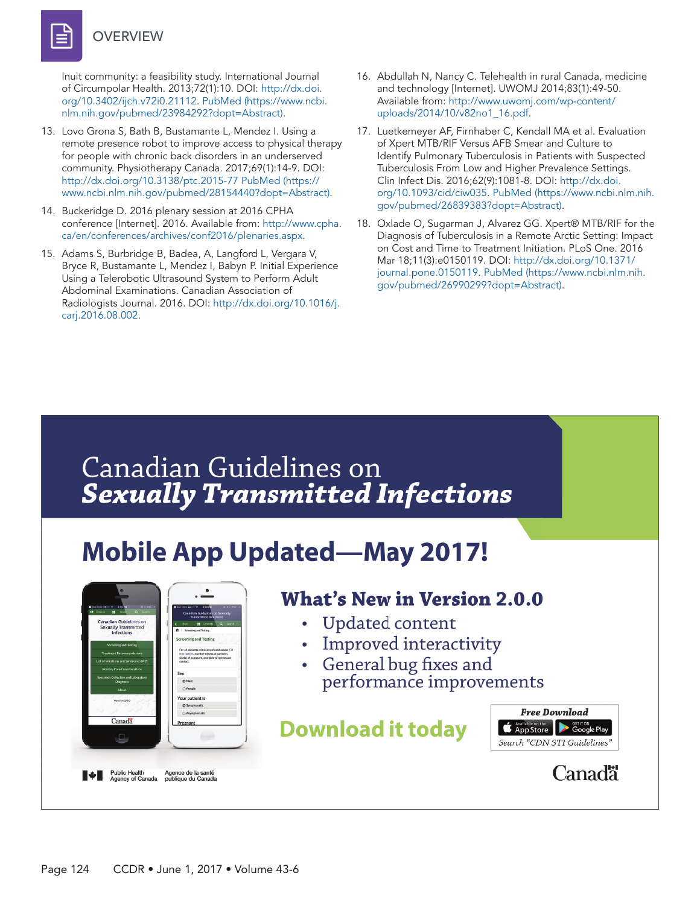Inuit community: a feasibility study. International Journal of Circumpolar Health. 2013;72(1):10. DOI: http://dx.doi.org/10.3402/ijch.v72i0.21112. PubMed (https://www.ncbi.nlm.nih.gov/pubmed/23984292?dopt=Abstract).

13. Lovo Grona S, Bath B, Bustamante L, Mendez I. Using a remote presence robot to improve access to physical therapy for people with chronic back disorders in an underserved community. Physiotherapy Canada. 2017;69(1):14-9. DOI: http://dx.doi.org/10.3138/ptc.2015-77 PubMed (https://www.ncbi.nlm.nih.gov/pubmed/28154440?dopt=Abstract).

14. Buckeridge D. 2016 plenary session at 2016 CPHA conference [Internet]. 2016. Available from: http://www.cpha.ca/en/conferences/archives/conf2016/plenaries.aspx.

15. Adams S, Burbridge B, Badea, A, Langford L, Vergara V, Bryce R, Bustamante L, Mendez I, Babyn P. Initial Experience Using a Telerobotic Ultrasound System to Perform Adult Abdominal Examinations. Canadian Association of Radiologists Journal. 2016. DOI: http://dx.doi.org/10.1016/j.carj.2016.08.002.

16. Abdullah N, Nancy C. Telehealth in rural Canada, medicine and technology [Internet]. UWOMJ 2014;83(1):49-50. Available from: http://www.uwomj.com/wp-content/uploads/2014/10/v82no1_16.pdf.

17. Luetkemeyer AF, Firnhaber C, Kendall MA et al. Evaluation of Xpert MTB/RIF Versus AFB Smear and Culture to Identify Pulmonary Tuberculosis in Patients with Suspected Tuberculosis From Low and Higher Prevalence Settings. Clin Infect Dis. 2016;62(9):1081-8. DOI: http://dx.doi.org/10.1093/cid/ciw035. PubMed (https://www.ncbi.nlm.nih.gov/pubmed/26839383?dopt=Abstract).

18. Oxlade O, Sugarman J, Alvarez GG. Xpert® MTB/RIF for the Diagnosis of Tuberculosis in a Remote Arctic Setting: Impact on Cost and Time to Treatment Initiation. PLoS One. 2016 Mar 18;11(3):e0150119. DOI: http://dx.doi.org/10.1371/journal.pone.0150119. PubMed (https://www.ncbi.nlm.nih.gov/pubmed/26990299?dopt=Abstract).

# Canadian Guidelines on *Sexually Transmitted Infections*

## Mobile App Updated—May 2017!

### What's New in Version 2.0.0

- Updated content
- Improved interactivity
- General bug fixes and performance improvements

**Download it today**

*Free Download*

App Store | Google Play

*Search "CDN STI Guidelines"*

Public Health Agency of Canada / Agence de la santé publique du Canada

Canada